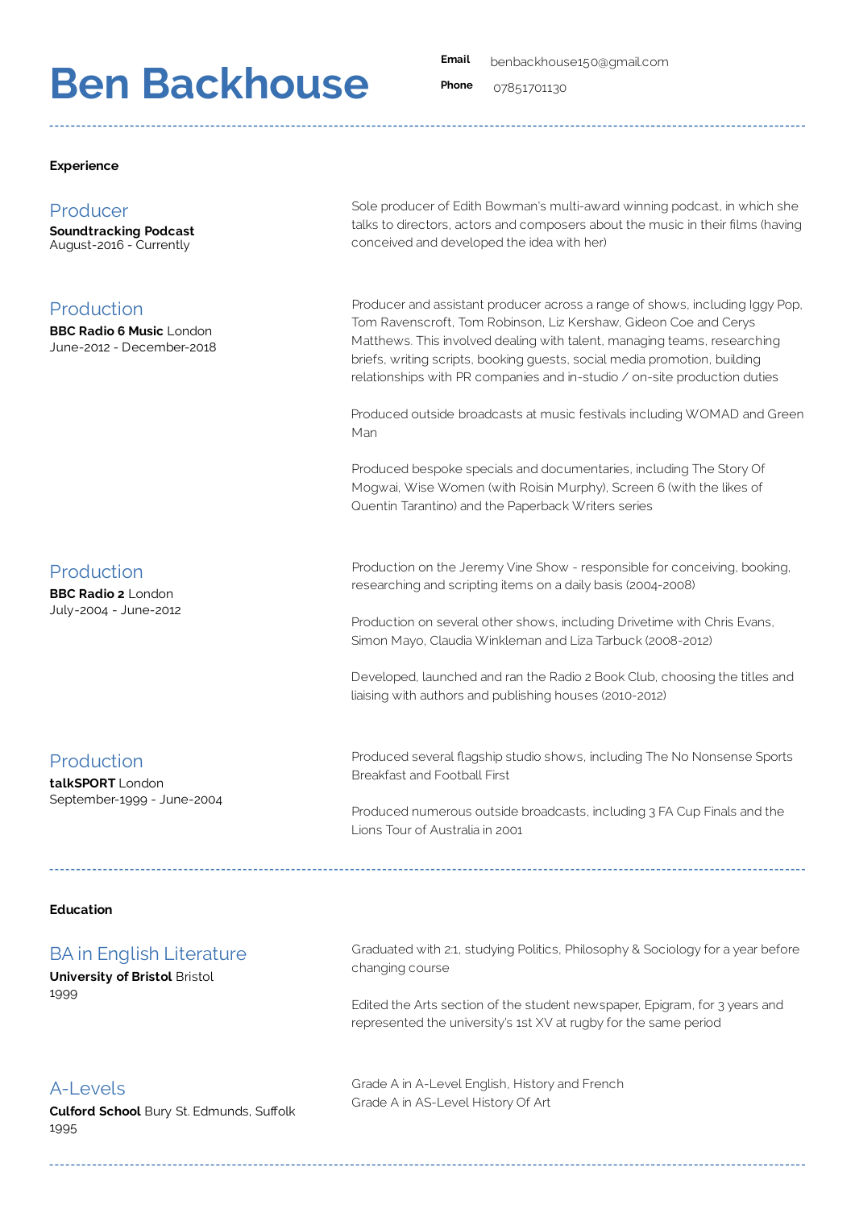# Ben Backhouse

**Email** benbackhouse150@gmail.com
**Phone** 07851701130

---

## Experience

### Producer
**Soundtracking Podcast**
August-2016 - Currently

Sole producer of Edith Bowman's multi-award winning podcast, in which she talks to directors, actors and composers about the music in their films (having conceived and developed the idea with her)

### Production
**BBC Radio 6 Music** London
June-2012 - December-2018

Producer and assistant producer across a range of shows, including Iggy Pop, Tom Ravenscroft, Tom Robinson, Liz Kershaw, Gideon Coe and Cerys Matthews. This involved dealing with talent, managing teams, researching briefs, writing scripts, booking guests, social media promotion, building relationships with PR companies and in-studio / on-site production duties

Produced outside broadcasts at music festivals including WOMAD and Green Man

Produced bespoke specials and documentaries, including The Story Of Mogwai, Wise Women (with Roisin Murphy), Screen 6 (with the likes of Quentin Tarantino) and the Paperback Writers series

### Production
**BBC Radio 2** London
July-2004 - June-2012

Production on the Jeremy Vine Show - responsible for conceiving, booking, researching and scripting items on a daily basis (2004-2008)

Production on several other shows, including Drivetime with Chris Evans, Simon Mayo, Claudia Winkleman and Liza Tarbuck (2008-2012)

Developed, launched and ran the Radio 2 Book Club, choosing the titles and liaising with authors and publishing houses (2010-2012)

### Production
**talkSPORT** London
September-1999 - June-2004

Produced several flagship studio shows, including The No Nonsense Sports Breakfast and Football First

Produced numerous outside broadcasts, including 3 FA Cup Finals and the Lions Tour of Australia in 2001

---

## Education

### BA in English Literature
**University of Bristol** Bristol
1999

Graduated with 2:1, studying Politics, Philosophy & Sociology for a year before changing course

Edited the Arts section of the student newspaper, Epigram, for 3 years and represented the university's 1st XV at rugby for the same period

### A-Levels
**Culford School** Bury St. Edmunds, Suffolk
1995

Grade A in A-Level English, History and French
Grade A in AS-Level History Of Art

---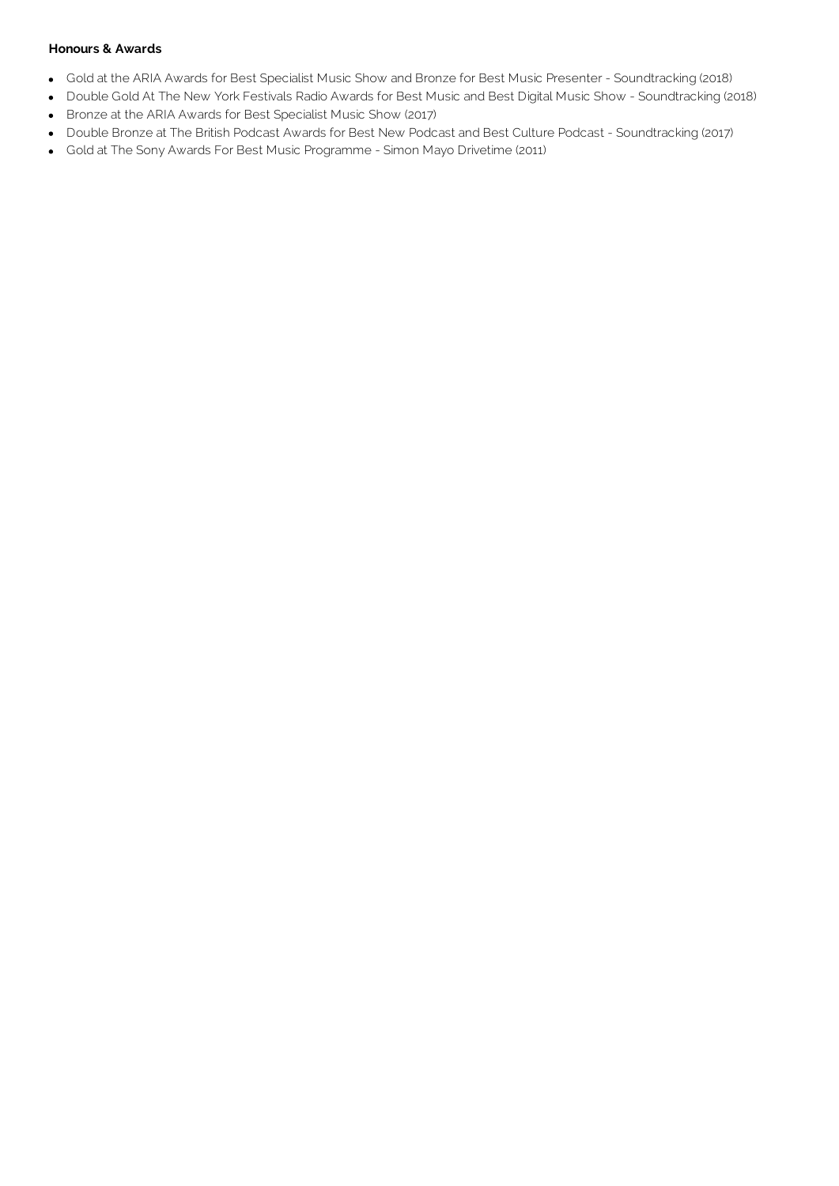**Honours & Awards**

- Gold at the ARIA Awards for Best Specialist Music Show and Bronze for Best Music Presenter - Soundtracking (2018)
- Double Gold At The New York Festivals Radio Awards for Best Music and Best Digital Music Show - Soundtracking (2018)
- Bronze at the ARIA Awards for Best Specialist Music Show (2017)
- Double Bronze at The British Podcast Awards for Best New Podcast and Best Culture Podcast - Soundtracking (2017)
- Gold at The Sony Awards For Best Music Programme - Simon Mayo Drivetime (2011)